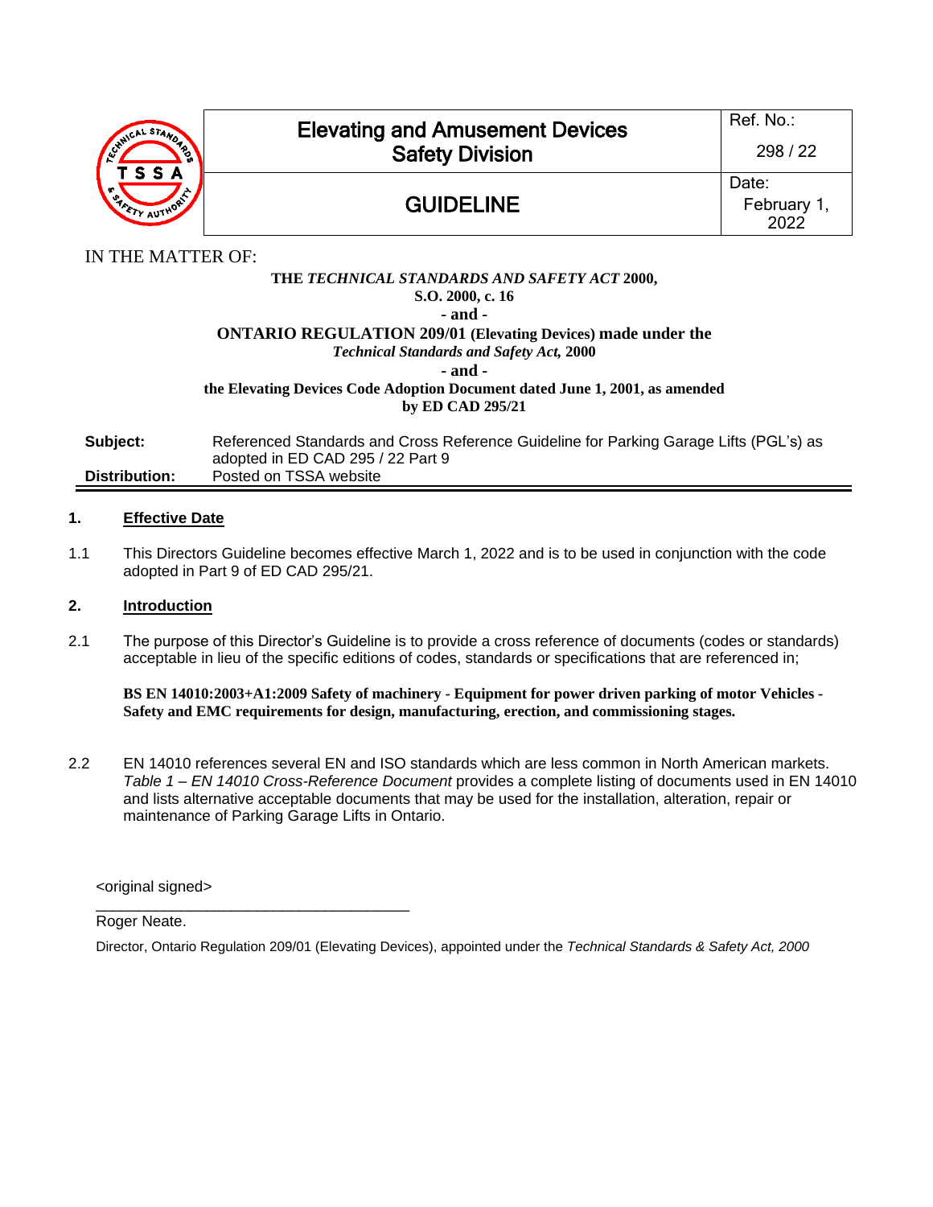| TSSA – Technical Standards & Safety Authority | Elevating and Amusement Devices Safety Division | Ref. No.: 298 / 22 |
| --- | --- | --- |
| | GUIDELINE | Date: February 1, 2022 |

IN THE MATTER OF:

**THE *TECHNICAL STANDARDS AND SAFETY ACT* 2000,**
**S.O. 2000, c. 16**
**- and -**
**ONTARIO REGULATION 209/01 (Elevating Devices) made under the**
***Technical Standards and Safety Act,* 2000**
**- and -**
**the Elevating Devices Code Adoption Document dated June 1, 2001, as amended by ED CAD 295/21**

**Subject:** Referenced Standards and Cross Reference Guideline for Parking Garage Lifts (PGL's) as adopted in ED CAD 295 / 22 Part 9

**Distribution:** Posted on TSSA website

## 1. Effective Date

1.1 This Directors Guideline becomes effective March 1, 2022 and is to be used in conjunction with the code adopted in Part 9 of ED CAD 295/21.

## 2. Introduction

2.1 The purpose of this Director's Guideline is to provide a cross reference of documents (codes or standards) acceptable in lieu of the specific editions of codes, standards or specifications that are referenced in;

**BS EN 14010:2003+A1:2009 Safety of machinery - Equipment for power driven parking of motor Vehicles - Safety and EMC requirements for design, manufacturing, erection, and commissioning stages.**

2.2 EN 14010 references several EN and ISO standards which are less common in North American markets. *Table 1 – EN 14010 Cross-Reference Document* provides a complete listing of documents used in EN 14010 and lists alternative acceptable documents that may be used for the installation, alteration, repair or maintenance of Parking Garage Lifts in Ontario.

<original signed>

Roger Neate.

Director, Ontario Regulation 209/01 (Elevating Devices), appointed under the *Technical Standards & Safety Act, 2000*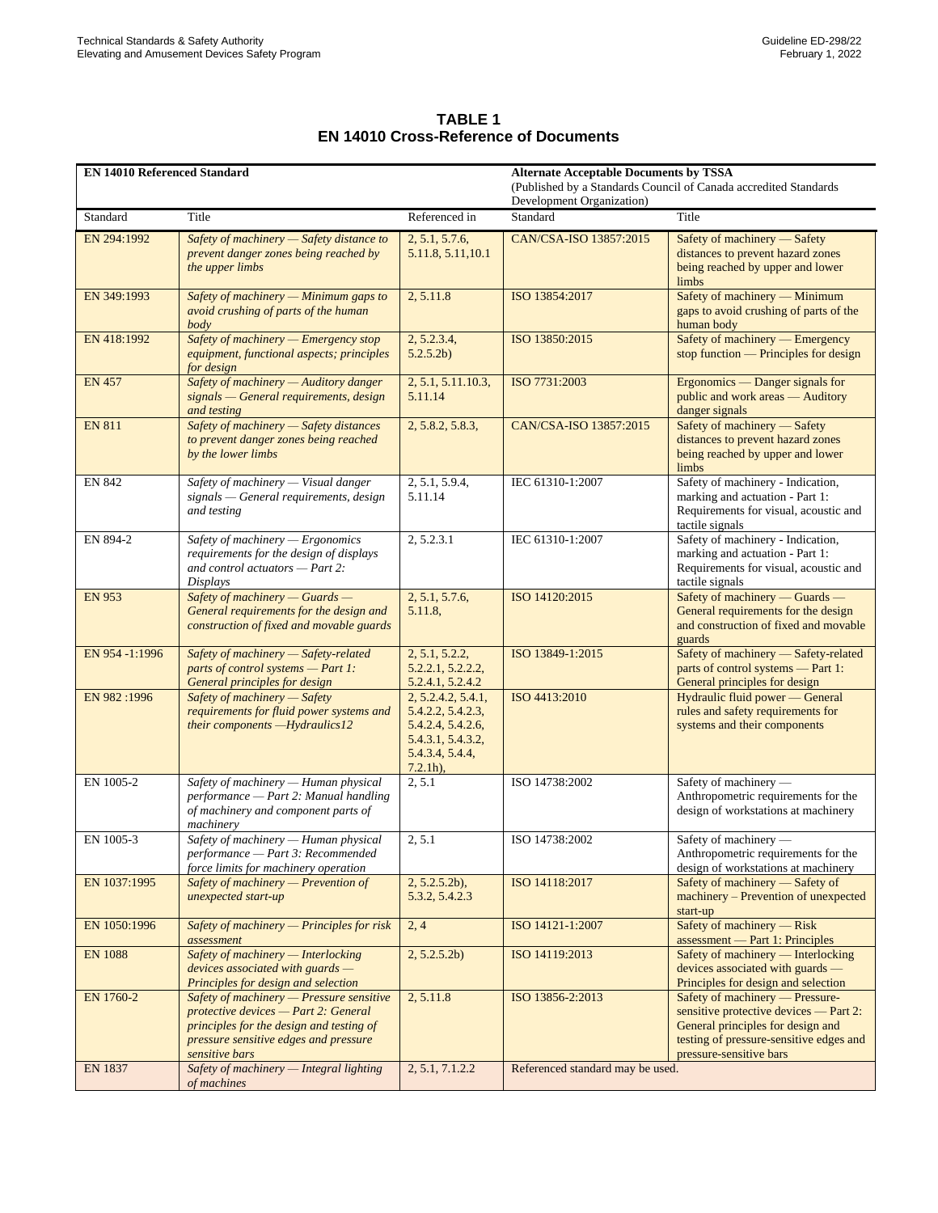**TABLE 1**
**EN 14010 Cross-Reference of Documents**

| **EN 14010 Referenced Standard** | | | **Alternate Acceptable Documents by TSSA** (Published by a Standards Council of Canada accredited Standards Development Organization) | |
|---|---|---|---|---|
| Standard | Title | Referenced in | Standard | Title |
| EN 294:1992 | *Safety of machinery — Safety distance to prevent danger zones being reached by the upper limbs* | 2, 5.1, 5.7.6, 5.11.8, 5.11,10.1 | CAN/CSA-ISO 13857:2015 | Safety of machinery — Safety distances to prevent hazard zones being reached by upper and lower limbs |
| EN 349:1993 | *Safety of machinery — Minimum gaps to avoid crushing of parts of the human body* | 2, 5.11.8 | ISO 13854:2017 | Safety of machinery — Minimum gaps to avoid crushing of parts of the human body |
| EN 418:1992 | *Safety of machinery — Emergency stop equipment, functional aspects; principles for design* | 2, 5.2.3.4, 5.2.5.2b) | ISO 13850:2015 | Safety of machinery — Emergency stop function — Principles for design |
| EN 457 | *Safety of machinery — Auditory danger signals — General requirements, design and testing* | 2, 5.1, 5.11.10.3, 5.11.14 | ISO 7731:2003 | Ergonomics — Danger signals for public and work areas — Auditory danger signals |
| EN 811 | *Safety of machinery — Safety distances to prevent danger zones being reached by the lower limbs* | 2, 5.8.2, 5.8.3, | CAN/CSA-ISO 13857:2015 | Safety of machinery — Safety distances to prevent hazard zones being reached by upper and lower limbs |
| EN 842 | *Safety of machinery — Visual danger signals — General requirements, design and testing* | 2, 5.1, 5.9.4, 5.11.14 | IEC 61310-1:2007 | Safety of machinery - Indication, marking and actuation - Part 1: Requirements for visual, acoustic and tactile signals |
| EN 894-2 | *Safety of machinery — Ergonomics requirements for the design of displays and control actuators — Part 2: Displays* | 2, 5.2.3.1 | IEC 61310-1:2007 | Safety of machinery - Indication, marking and actuation - Part 1: Requirements for visual, acoustic and tactile signals |
| EN 953 | *Safety of machinery — Guards — General requirements for the design and construction of fixed and movable guards* | 2, 5.1, 5.7.6, 5.11.8, | ISO 14120:2015 | Safety of machinery — Guards — General requirements for the design and construction of fixed and movable guards |
| EN 954 -1:1996 | *Safety of machinery — Safety-related parts of control systems — Part 1: General principles for design* | 2, 5.1, 5.2.2, 5.2.2.1, 5.2.2.2, 5.2.4.1, 5.2.4.2 | ISO 13849-1:2015 | Safety of machinery — Safety-related parts of control systems — Part 1: General principles for design |
| EN 982 :1996 | *Safety of machinery — Safety requirements for fluid power systems and their components —Hydraulics12* | 2, 5.2.4.2, 5.4.1, 5.4.2.2, 5.4.2.3, 5.4.2.4, 5.4.2.6, 5.4.3.1, 5.4.3.2, 5.4.3.4, 5.4.4, 7.2.1h), | ISO 4413:2010 | Hydraulic fluid power — General rules and safety requirements for systems and their components |
| EN 1005-2 | *Safety of machinery — Human physical performance — Part 2: Manual handling of machinery and component parts of machinery* | 2, 5.1 | ISO 14738:2002 | Safety of machinery — Anthropometric requirements for the design of workstations at machinery |
| EN 1005-3 | *Safety of machinery — Human physical performance — Part 3: Recommended force limits for machinery operation* | 2, 5.1 | ISO 14738:2002 | Safety of machinery — Anthropometric requirements for the design of workstations at machinery |
| EN 1037:1995 | *Safety of machinery — Prevention of unexpected start-up* | 2, 5.2.5.2b), 5.3.2, 5.4.2.3 | ISO 14118:2017 | Safety of machinery — Safety of machinery – Prevention of unexpected start-up |
| EN 1050:1996 | *Safety of machinery — Principles for risk assessment* | 2, 4 | ISO 14121-1:2007 | Safety of machinery — Risk assessment — Part 1: Principles |
| EN 1088 | *Safety of machinery — Interlocking devices associated with guards — Principles for design and selection* | 2, 5.2.5.2b) | ISO 14119:2013 | Safety of machinery — Interlocking devices associated with guards — Principles for design and selection |
| EN 1760-2 | *Safety of machinery — Pressure sensitive protective devices — Part 2: General principles for the design and testing of pressure sensitive edges and pressure sensitive bars* | 2, 5.11.8 | ISO 13856-2:2013 | Safety of machinery — Pressure-sensitive protective devices — Part 2: General principles for design and testing of pressure-sensitive edges and pressure-sensitive bars |
| EN 1837 | *Safety of machinery — Integral lighting of machines* | 2, 5.1, 7.1.2.2 | Referenced standard may be used. | |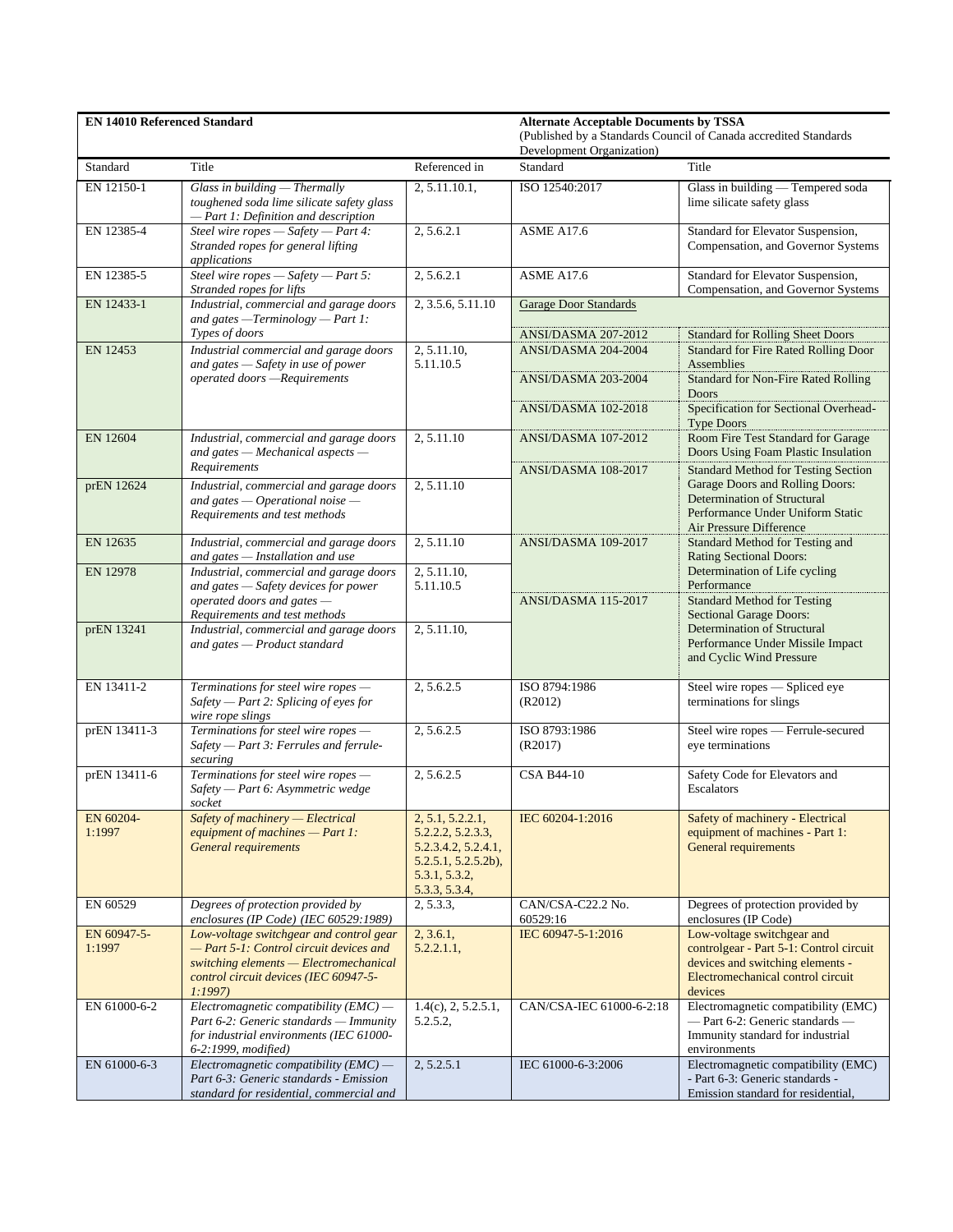| EN 14010 Referenced Standard | | | Alternate Acceptable Documents by TSSA (Published by a Standards Council of Canada accredited Standards Development Organization) | |
|---|---|---|---|---|
| Standard | Title | Referenced in | Standard | Title |
| EN 12150-1 | *Glass in building — Thermally toughened soda lime silicate safety glass — Part 1: Definition and description* | 2, 5.11.10.1, | ISO 12540:2017 | Glass in building — Tempered soda lime silicate safety glass |
| EN 12385-4 | *Steel wire ropes — Safety — Part 4: Stranded ropes for general lifting applications* | 2, 5.6.2.1 | ASME A17.6 | Standard for Elevator Suspension, Compensation, and Governor Systems |
| EN 12385-5 | *Steel wire ropes — Safety — Part 5: Stranded ropes for lifts* | 2, 5.6.2.1 | ASME A17.6 | Standard for Elevator Suspension, Compensation, and Governor Systems |
| EN 12433-1 | *Industrial, commercial and garage doors and gates —Terminology — Part 1: Types of doors* | 2, 3.5.6, 5.11.10 | Garage Door Standards | |
| | | | ANSI/DASMA 207-2012 | Standard for Rolling Sheet Doors |
| EN 12453 | *Industrial commercial and garage doors and gates — Safety in use of power operated doors —Requirements* | 2, 5.11.10, 5.11.10.5 | ANSI/DASMA 204-2004 | Standard for Fire Rated Rolling Door Assemblies |
| | | | ANSI/DASMA 203-2004 | Standard for Non-Fire Rated Rolling Doors |
| | | | ANSI/DASMA 102-2018 | Specification for Sectional Overhead-Type Doors |
| EN 12604 | *Industrial, commercial and garage doors and gates — Mechanical aspects — Requirements* | 2, 5.11.10 | ANSI/DASMA 107-2012 | Room Fire Test Standard for Garage Doors Using Foam Plastic Insulation |
| | | | ANSI/DASMA 108-2017 | Standard Method for Testing Section Garage Doors and Rolling Doors: Determination of Structural Performance Under Uniform Static Air Pressure Difference |
| prEN 12624 | *Industrial, commercial and garage doors and gates — Operational noise — Requirements and test methods* | 2, 5.11.10 | | |
| EN 12635 | *Industrial, commercial and garage doors and gates — Installation and use* | 2, 5.11.10 | ANSI/DASMA 109-2017 | Standard Method for Testing and Rating Sectional Doors: Determination of Life cycling Performance |
| EN 12978 | *Industrial, commercial and garage doors and gates — Safety devices for power operated doors and gates — Requirements and test methods* | 2, 5.11.10, 5.11.10.5 | | |
| | | | ANSI/DASMA 115-2017 | Standard Method for Testing Sectional Garage Doors: Determination of Structural Performance Under Missile Impact and Cyclic Wind Pressure |
| prEN 13241 | *Industrial, commercial and garage doors and gates — Product standard* | 2, 5.11.10, | | |
| EN 13411-2 | *Terminations for steel wire ropes — Safety — Part 2: Splicing of eyes for wire rope slings* | 2, 5.6.2.5 | ISO 8794:1986 (R2012) | Steel wire ropes — Spliced eye terminations for slings |
| prEN 13411-3 | *Terminations for steel wire ropes — Safety — Part 3: Ferrules and ferrule-securing* | 2, 5.6.2.5 | ISO 8793:1986 (R2017) | Steel wire ropes — Ferrule-secured eye terminations |
| prEN 13411-6 | *Terminations for steel wire ropes — Safety — Part 6: Asymmetric wedge socket* | 2, 5.6.2.5 | CSA B44-10 | Safety Code for Elevators and Escalators |
| EN 60204-1:1997 | *Safety of machinery — Electrical equipment of machines — Part 1: General requirements* | 2, 5.1, 5.2.2.1, 5.2.2.2, 5.2.3.3, 5.2.3.4.2, 5.2.4.1, 5.2.5.1, 5.2.5.2b), 5.3.1, 5.3.2, 5.3.3, 5.3.4, | IEC 60204-1:2016 | Safety of machinery - Electrical equipment of machines - Part 1: General requirements |
| EN 60529 | *Degrees of protection provided by enclosures (IP Code) (IEC 60529:1989)* | 2, 5.3.3, | CAN/CSA-C22.2 No. 60529:16 | Degrees of protection provided by enclosures (IP Code) |
| EN 60947-5-1:1997 | *Low-voltage switchgear and control gear — Part 5-1: Control circuit devices and switching elements — Electromechanical control circuit devices (IEC 60947-5-1:1997)* | 2, 3.6.1, 5.2.2.1.1, | IEC 60947-5-1:2016 | Low-voltage switchgear and controlgear - Part 5-1: Control circuit devices and switching elements - Electromechanical control circuit devices |
| EN 61000-6-2 | *Electromagnetic compatibility (EMC) — Part 6-2: Generic standards — Immunity for industrial environments (IEC 61000-6-2:1999, modified)* | 1.4(c), 2, 5.2.5.1, 5.2.5.2, | CAN/CSA-IEC 61000-6-2:18 | Electromagnetic compatibility (EMC) — Part 6-2: Generic standards — Immunity standard for industrial environments |
| EN 61000-6-3 | *Electromagnetic compatibility (EMC) — Part 6-3: Generic standards - Emission standard for residential, commercial and* | 2, 5.2.5.1 | IEC 61000-6-3:2006 | Electromagnetic compatibility (EMC) - Part 6-3: Generic standards - Emission standard for residential, |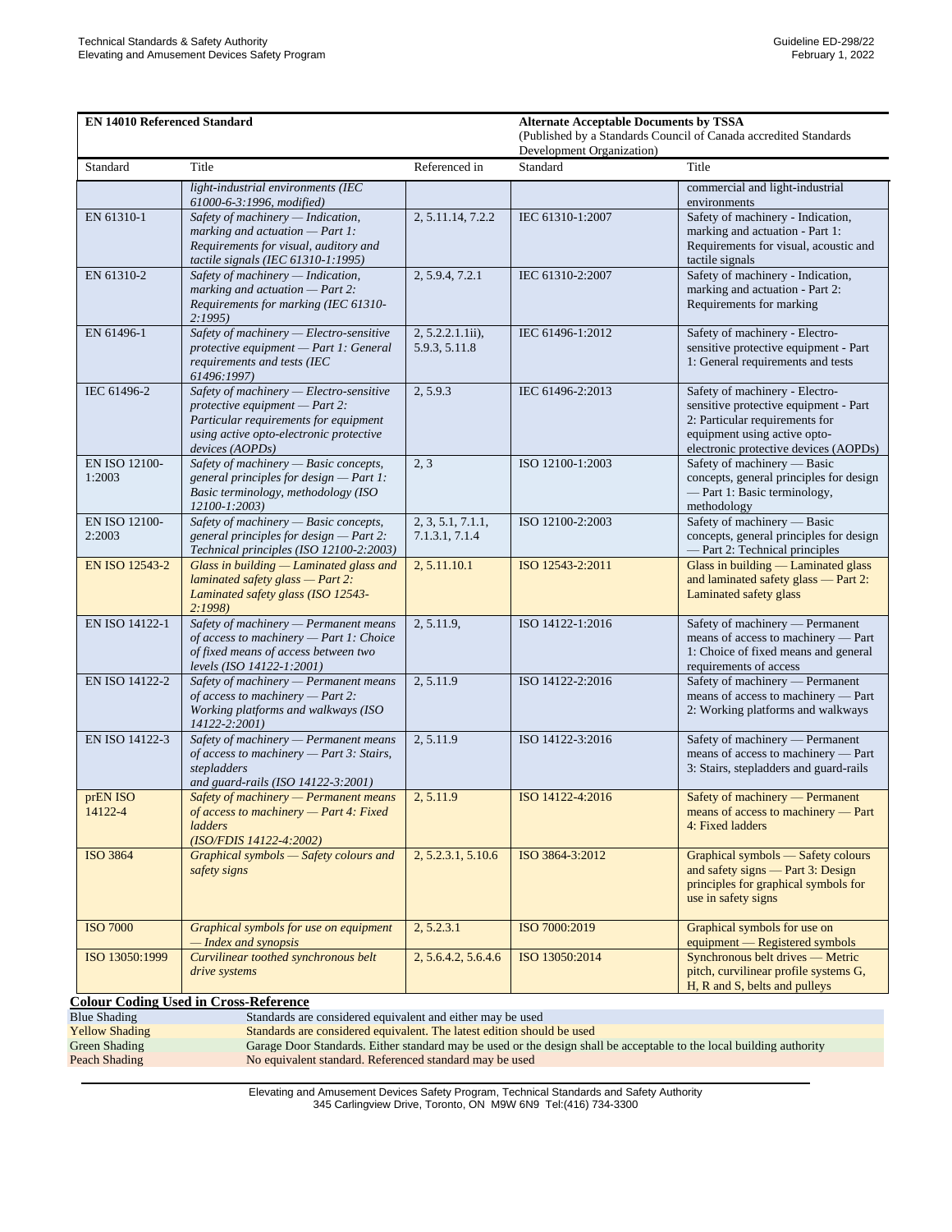| EN 14010 Referenced Standard | | | Alternate Acceptable Documents by TSSA (Published by a Standards Council of Canada accredited Standards Development Organization) | |
|---|---|---|---|---|
| Standard | Title | Referenced in | Standard | Title |
| | *light-industrial environments (IEC 61000-6-3:1996, modified)* | | | commercial and light-industrial environments |
| EN 61310-1 | *Safety of machinery — Indication, marking and actuation — Part 1: Requirements for visual, auditory and tactile signals (IEC 61310-1:1995)* | 2, 5.11.14, 7.2.2 | IEC 61310-1:2007 | Safety of machinery - Indication, marking and actuation - Part 1: Requirements for visual, acoustic and tactile signals |
| EN 61310-2 | *Safety of machinery — Indication, marking and actuation — Part 2: Requirements for marking (IEC 61310-2:1995)* | 2, 5.9.4, 7.2.1 | IEC 61310-2:2007 | Safety of machinery - Indication, marking and actuation - Part 2: Requirements for marking |
| EN 61496-1 | *Safety of machinery — Electro-sensitive protective equipment — Part 1: General requirements and tests (IEC 61496:1997)* | 2, 5.2.2.1.1ii), 5.9.3, 5.11.8 | IEC 61496-1:2012 | Safety of machinery - Electro-sensitive protective equipment - Part 1: General requirements and tests |
| IEC 61496-2 | *Safety of machinery — Electro-sensitive protective equipment — Part 2: Particular requirements for equipment using active opto-electronic protective devices (AOPDs)* | 2, 5.9.3 | IEC 61496-2:2013 | Safety of machinery - Electro-sensitive protective equipment - Part 2: Particular requirements for equipment using active opto-electronic protective devices (AOPDs) |
| EN ISO 12100-1:2003 | *Safety of machinery — Basic concepts, general principles for design — Part 1: Basic terminology, methodology (ISO 12100-1:2003)* | 2, 3 | ISO 12100-1:2003 | Safety of machinery — Basic concepts, general principles for design — Part 1: Basic terminology, methodology |
| EN ISO 12100-2:2003 | *Safety of machinery — Basic concepts, general principles for design — Part 2: Technical principles (ISO 12100-2:2003)* | 2, 3, 5.1, 7.1.1, 7.1.3.1, 7.1.4 | ISO 12100-2:2003 | Safety of machinery — Basic concepts, general principles for design — Part 2: Technical principles |
| EN ISO 12543-2 | *Glass in building — Laminated glass and laminated safety glass — Part 2: Laminated safety glass (ISO 12543-2:1998)* | 2, 5.11.10.1 | ISO 12543-2:2011 | Glass in building — Laminated glass and laminated safety glass — Part 2: Laminated safety glass |
| EN ISO 14122-1 | *Safety of machinery — Permanent means of access to machinery — Part 1: Choice of fixed means of access between two levels (ISO 14122-1:2001)* | 2, 5.11.9, | ISO 14122-1:2016 | Safety of machinery — Permanent means of access to machinery — Part 1: Choice of fixed means and general requirements of access |
| EN ISO 14122-2 | *Safety of machinery — Permanent means of access to machinery — Part 2: Working platforms and walkways (ISO 14122-2:2001)* | 2, 5.11.9 | ISO 14122-2:2016 | Safety of machinery — Permanent means of access to machinery — Part 2: Working platforms and walkways |
| EN ISO 14122-3 | *Safety of machinery — Permanent means of access to machinery — Part 3: Stairs, stepladders and guard-rails (ISO 14122-3:2001)* | 2, 5.11.9 | ISO 14122-3:2016 | Safety of machinery — Permanent means of access to machinery — Part 3: Stairs, stepladders and guard-rails |
| prEN ISO 14122-4 | *Safety of machinery — Permanent means of access to machinery — Part 4: Fixed ladders (ISO/FDIS 14122-4:2002)* | 2, 5.11.9 | ISO 14122-4:2016 | Safety of machinery — Permanent means of access to machinery — Part 4: Fixed ladders |
| ISO 3864 | *Graphical symbols — Safety colours and safety signs* | 2, 5.2.3.1, 5.10.6 | ISO 3864-3:2012 | Graphical symbols — Safety colours and safety signs — Part 3: Design principles for graphical symbols for use in safety signs |
| ISO 7000 | *Graphical symbols for use on equipment — Index and synopsis* | 2, 5.2.3.1 | ISO 7000:2019 | Graphical symbols for use on equipment — Registered symbols |
| ISO 13050:1999 | *Curvilinear toothed synchronous belt drive systems* | 2, 5.6.4.2, 5.6.4.6 | ISO 13050:2014 | Synchronous belt drives — Metric pitch, curvilinear profile systems G, H, R and S, belts and pulleys |

**Colour Coding Used in Cross-Reference**

| | |
|---|---|
| Blue Shading | Standards are considered equivalent and either may be used |
| Yellow Shading | Standards are considered equivalent. The latest edition should be used |
| Green Shading | Garage Door Standards. Either standard may be used or the design shall be acceptable to the local building authority |
| Peach Shading | No equivalent standard. Referenced standard may be used |